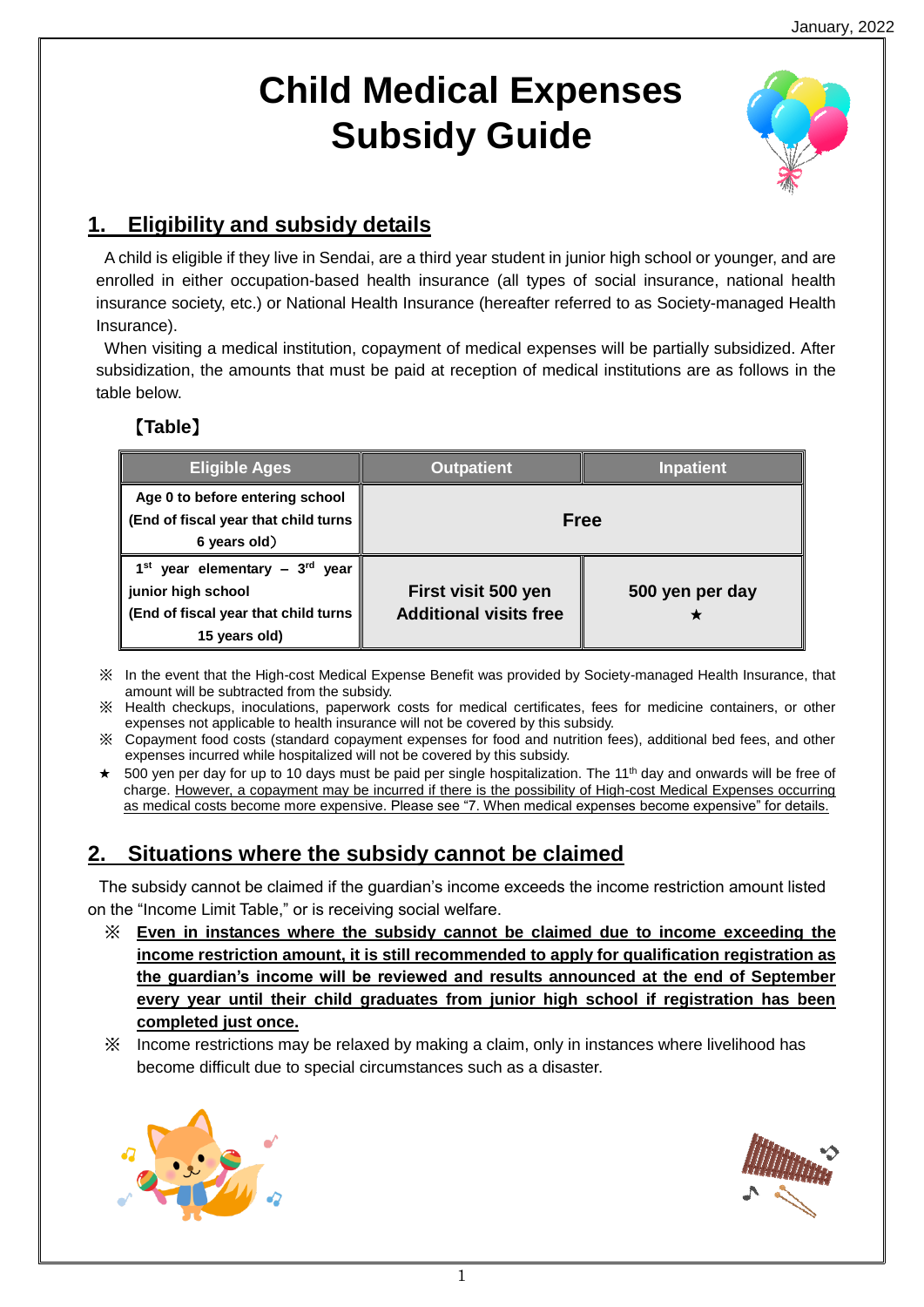January, 2022

# Child Medical Expenses Subsidy Guide

## 1. Eligibility and subsidy details

A child is eligible if they live in Sendai, are a third year student in junior high school or younger, and are enrolled in either occupation-based health insurance (all types of social insurance, national health insurance society, etc.) or National Health Insurance (hereafter referred to as Society-managed Health Insurance).

When visiting a medical institution, copayment of medical expenses will be partially subsidized. After subsidization, the amounts that must be paid at reception of medical institutions are as follows in the table below.

**【Table】**

| Eligible Ages | Outpatient | Inpatient |
|---|---|---|
| Age 0 to before entering school (End of fiscal year that child turns 6 years old) | Free | |
| 1st year elementary – 3rd year junior high school (End of fiscal year that child turns 15 years old) | First visit 500 yen Additional visits free | 500 yen per day ★ |

※ In the event that the High-cost Medical Expense Benefit was provided by Society-managed Health Insurance, that amount will be subtracted from the subsidy.

※ Health checkups, inoculations, paperwork costs for medical certificates, fees for medicine containers, or other expenses not applicable to health insurance will not be covered by this subsidy.

※ Copayment food costs (standard copayment expenses for food and nutrition fees), additional bed fees, and other expenses incurred while hospitalized will not be covered by this subsidy.

★ 500 yen per day for up to 10 days must be paid per single hospitalization. The 11th day and onwards will be free of charge. However, a copayment may be incurred if there is the possibility of High-cost Medical Expenses occurring as medical costs become more expensive. Please see "7. When medical expenses become expensive" for details.

## 2. Situations where the subsidy cannot be claimed

The subsidy cannot be claimed if the guardian's income exceeds the income restriction amount listed on the "Income Limit Table," or is receiving social welfare.

※ **Even in instances where the subsidy cannot be claimed due to income exceeding the income restriction amount, it is still recommended to apply for qualification registration as the guardian's income will be reviewed and results announced at the end of September every year until their child graduates from junior high school if registration has been completed just once.**

※ Income restrictions may be relaxed by making a claim, only in instances where livelihood has become difficult due to special circumstances such as a disaster.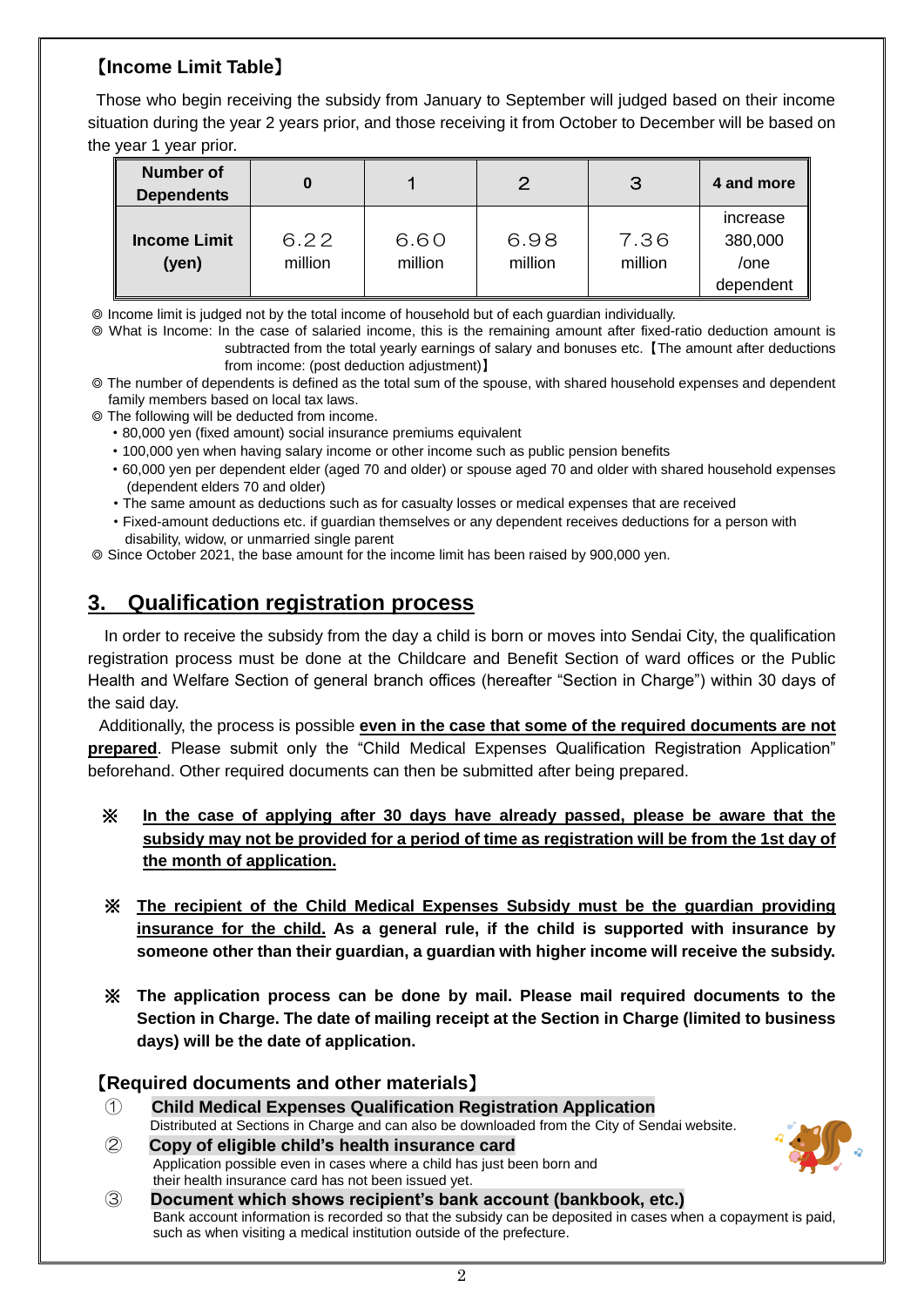## 【Income Limit Table】

Those who begin receiving the subsidy from January to September will judged based on their income situation during the year 2 years prior, and those receiving it from October to December will be based on the year 1 year prior.

| Number of Dependents | 0 | 1 | 2 | 3 | 4 and more |
|---|---|---|---|---|---|
| Income Limit (yen) | 6.22 million | 6.60 million | 6.98 million | 7.36 million | increase 380,000 /one dependent |

◎ Income limit is judged not by the total income of household but of each guardian individually.

◎ What is Income: In the case of salaried income, this is the remaining amount after fixed-ratio deduction amount is subtracted from the total yearly earnings of salary and bonuses etc.【The amount after deductions from income: (post deduction adjustment)】

◎ The number of dependents is defined as the total sum of the spouse, with shared household expenses and dependent family members based on local tax laws.

◎ The following will be deducted from income.

- 80,000 yen (fixed amount) social insurance premiums equivalent
- 100,000 yen when having salary income or other income such as public pension benefits
- 60,000 yen per dependent elder (aged 70 and older) or spouse aged 70 and older with shared household expenses (dependent elders 70 and older)
- The same amount as deductions such as for casualty losses or medical expenses that are received
- Fixed-amount deductions etc. if guardian themselves or any dependent receives deductions for a person with disability, widow, or unmarried single parent

◎ Since October 2021, the base amount for the income limit has been raised by 900,000 yen.

# 3. Qualification registration process

In order to receive the subsidy from the day a child is born or moves into Sendai City, the qualification registration process must be done at the Childcare and Benefit Section of ward offices or the Public Health and Welfare Section of general branch offices (hereafter "Section in Charge") within 30 days of the said day.

Additionally, the process is possible **even in the case that some of the required documents are not prepared**. Please submit only the "Child Medical Expenses Qualification Registration Application" beforehand. Other required documents can then be submitted after being prepared.

※ **In the case of applying after 30 days have already passed, please be aware that the subsidy may not be provided for a period of time as registration will be from the 1st day of the month of application.**

※ **The recipient of the Child Medical Expenses Subsidy must be the guardian providing insurance for the child. As a general rule, if the child is supported with insurance by someone other than their guardian, a guardian with higher income will receive the subsidy.**

※ **The application process can be done by mail. Please mail required documents to the Section in Charge. The date of mailing receipt at the Section in Charge (limited to business days) will be the date of application.**

## 【Required documents and other materials】

① **Child Medical Expenses Qualification Registration Application**
Distributed at Sections in Charge and can also be downloaded from the City of Sendai website.

② **Copy of eligible child's health insurance card**
Application possible even in cases where a child has just been born and their health insurance card has not been issued yet.

③ **Document which shows recipient's bank account (bankbook, etc.)**
Bank account information is recorded so that the subsidy can be deposited in cases when a copayment is paid, such as when visiting a medical institution outside of the prefecture.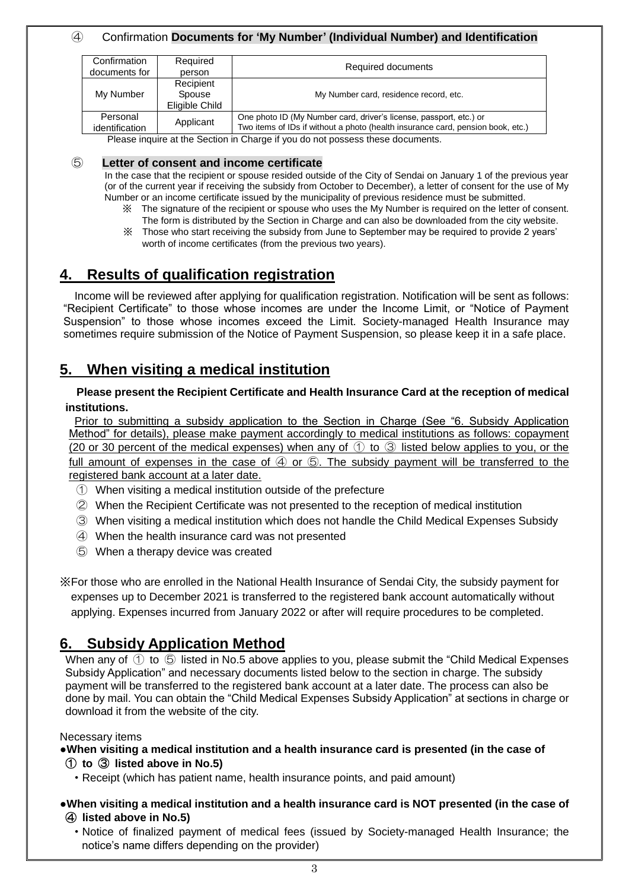④　Confirmation **Documents for 'My Number' (Individual Number) and Identification**

| Confirmation documents for | Required person | Required documents |
|---|---|---|
| My Number | Recipient<br>Spouse<br>Eligible Child | My Number card, residence record, etc. |
| Personal identification | Applicant | One photo ID (My Number card, driver's license, passport, etc.) or<br>Two items of IDs if without a photo (health insurance card, pension book, etc.) |

Please inquire at the Section in Charge if you do not possess these documents.

⑤　**Letter of consent and income certificate**

In the case that the recipient or spouse resided outside of the City of Sendai on January 1 of the previous year (or of the current year if receiving the subsidy from October to December), a letter of consent for the use of My Number or an income certificate issued by the municipality of previous residence must be submitted.

※ The signature of the recipient or spouse who uses the My Number is required on the letter of consent. The form is distributed by the Section in Charge and can also be downloaded from the city website.

※ Those who start receiving the subsidy from June to September may be required to provide 2 years' worth of income certificates (from the previous two years).

## 4. Results of qualification registration

Income will be reviewed after applying for qualification registration. Notification will be sent as follows: "Recipient Certificate" to those whose incomes are under the Income Limit, or "Notice of Payment Suspension" to those whose incomes exceed the Limit. Society-managed Health Insurance may sometimes require submission of the Notice of Payment Suspension, so please keep it in a safe place.

## 5. When visiting a medical institution

**Please present the Recipient Certificate and Health Insurance Card at the reception of medical institutions.**

Prior to submitting a subsidy application to the Section in Charge (See "6. Subsidy Application Method" for details), please make payment accordingly to medical institutions as follows: copayment (20 or 30 percent of the medical expenses) when any of ① to ③ listed below applies to you, or the full amount of expenses in the case of ④ or ⑤. The subsidy payment will be transferred to the registered bank account at a later date.

① When visiting a medical institution outside of the prefecture
② When the Recipient Certificate was not presented to the reception of medical institution
③ When visiting a medical institution which does not handle the Child Medical Expenses Subsidy
④ When the health insurance card was not presented
⑤ When a therapy device was created

※For those who are enrolled in the National Health Insurance of Sendai City, the subsidy payment for expenses up to December 2021 is transferred to the registered bank account automatically without applying. Expenses incurred from January 2022 or after will require procedures to be completed.

## 6. Subsidy Application Method

When any of ① to ⑤ listed in No.5 above applies to you, please submit the "Child Medical Expenses Subsidy Application" and necessary documents listed below to the section in charge. The subsidy payment will be transferred to the registered bank account at a later date. The process can also be done by mail. You can obtain the "Child Medical Expenses Subsidy Application" at sections in charge or download it from the website of the city.

Necessary items

●**When visiting a medical institution and a health insurance card is presented (in the case of ① to ③ listed above in No.5)**

・Receipt (which has patient name, health insurance points, and paid amount)

●**When visiting a medical institution and a health insurance card is NOT presented (in the case of ④ listed above in No.5)**

・Notice of finalized payment of medical fees (issued by Society-managed Health Insurance; the notice's name differs depending on the provider)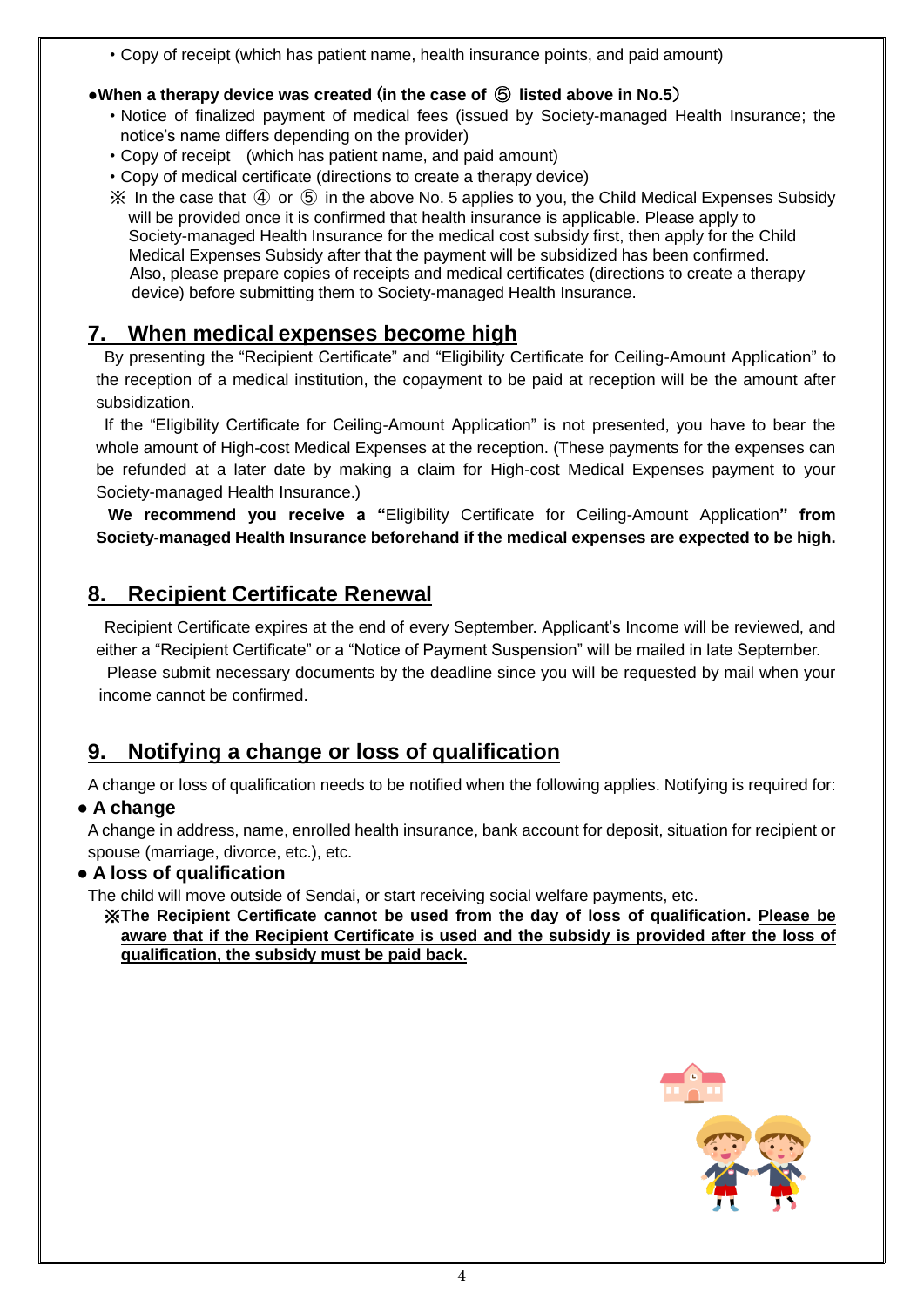- Copy of receipt (which has patient name, health insurance points, and paid amount)

**●When a therapy device was created（in the case of ⑤ listed above in No.5）**

- Notice of finalized payment of medical fees (issued by Society-managed Health Insurance; the notice's name differs depending on the provider)
- Copy of receipt (which has patient name, and paid amount)
- Copy of medical certificate (directions to create a therapy device)

※ In the case that ④ or ⑤ in the above No. 5 applies to you, the Child Medical Expenses Subsidy will be provided once it is confirmed that health insurance is applicable. Please apply to Society-managed Health Insurance for the medical cost subsidy first, then apply for the Child Medical Expenses Subsidy after that the payment will be subsidized has been confirmed. Also, please prepare copies of receipts and medical certificates (directions to create a therapy device) before submitting them to Society-managed Health Insurance.

## 7. When medical expenses become high

By presenting the "Recipient Certificate" and "Eligibility Certificate for Ceiling-Amount Application" to the reception of a medical institution, the copayment to be paid at reception will be the amount after subsidization.

If the "Eligibility Certificate for Ceiling-Amount Application" is not presented, you have to bear the whole amount of High-cost Medical Expenses at the reception. (These payments for the expenses can be refunded at a later date by making a claim for High-cost Medical Expenses payment to your Society-managed Health Insurance.)

**We recommend you receive a "**Eligibility Certificate for Ceiling-Amount Application**" from Society-managed Health Insurance beforehand if the medical expenses are expected to be high.**

## 8. Recipient Certificate Renewal

Recipient Certificate expires at the end of every September. Applicant's Income will be reviewed, and either a "Recipient Certificate" or a "Notice of Payment Suspension" will be mailed in late September.

Please submit necessary documents by the deadline since you will be requested by mail when your income cannot be confirmed.

## 9. Notifying a change or loss of qualification

A change or loss of qualification needs to be notified when the following applies. Notifying is required for:

**● A change**

A change in address, name, enrolled health insurance, bank account for deposit, situation for recipient or spouse (marriage, divorce, etc.), etc.

**● A loss of qualification**

The child will move outside of Sendai, or start receiving social welfare payments, etc.

**※The Recipient Certificate cannot be used from the day of loss of qualification. Please be aware that if the Recipient Certificate is used and the subsidy is provided after the loss of qualification, the subsidy must be paid back.**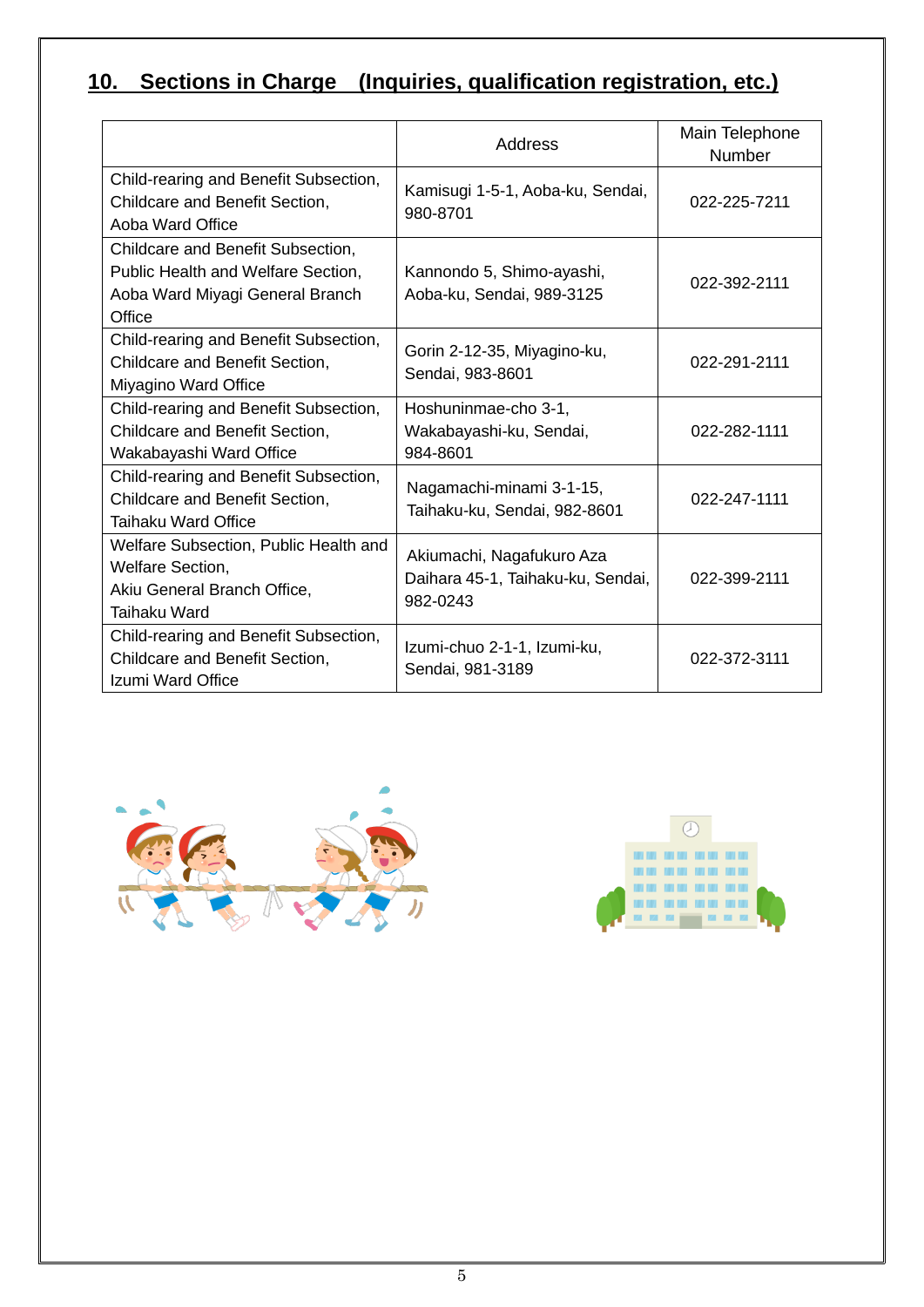## 10. Sections in Charge (Inquiries, qualification registration, etc.)

| | Address | Main Telephone Number |
|---|---|---|
| Child-rearing and Benefit Subsection, Childcare and Benefit Section, Aoba Ward Office | Kamisugi 1-5-1, Aoba-ku, Sendai, 980-8701 | 022-225-7211 |
| Childcare and Benefit Subsection, Public Health and Welfare Section, Aoba Ward Miyagi General Branch Office | Kannondo 5, Shimo-ayashi, Aoba-ku, Sendai, 989-3125 | 022-392-2111 |
| Child-rearing and Benefit Subsection, Childcare and Benefit Section, Miyagino Ward Office | Gorin 2-12-35, Miyagino-ku, Sendai, 983-8601 | 022-291-2111 |
| Child-rearing and Benefit Subsection, Childcare and Benefit Section, Wakabayashi Ward Office | Hoshuninmae-cho 3-1, Wakabayashi-ku, Sendai, 984-8601 | 022-282-1111 |
| Child-rearing and Benefit Subsection, Childcare and Benefit Section, Taihaku Ward Office | Nagamachi-minami 3-1-15, Taihaku-ku, Sendai, 982-8601 | 022-247-1111 |
| Welfare Subsection, Public Health and Welfare Section, Akiu General Branch Office, Taihaku Ward | Akiumachi, Nagafukuro Aza Daihara 45-1, Taihaku-ku, Sendai, 982-0243 | 022-399-2111 |
| Child-rearing and Benefit Subsection, Childcare and Benefit Section, Izumi Ward Office | Izumi-chuo 2-1-1, Izumi-ku, Sendai, 981-3189 | 022-372-3111 |